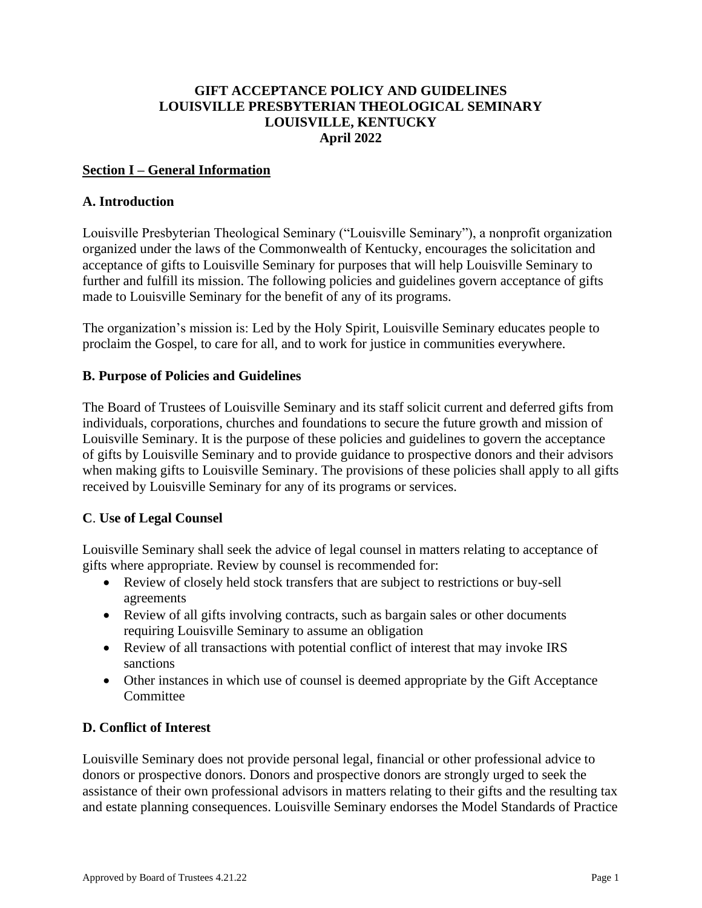# GIFT ACCEPTANCE POLICY AND GUIDELINES
# LOUISVILLE PRESBYTERIAN THEOLOGICAL SEMINARY
# LOUISVILLE, KENTUCKY
# April 2022

## Section I – General Information

### A. Introduction

Louisville Presbyterian Theological Seminary ("Louisville Seminary"), a nonprofit organization organized under the laws of the Commonwealth of Kentucky, encourages the solicitation and acceptance of gifts to Louisville Seminary for purposes that will help Louisville Seminary to further and fulfill its mission. The following policies and guidelines govern acceptance of gifts made to Louisville Seminary for the benefit of any of its programs.

The organization's mission is: Led by the Holy Spirit, Louisville Seminary educates people to proclaim the Gospel, to care for all, and to work for justice in communities everywhere.

### B. Purpose of Policies and Guidelines

The Board of Trustees of Louisville Seminary and its staff solicit current and deferred gifts from individuals, corporations, churches and foundations to secure the future growth and mission of Louisville Seminary. It is the purpose of these policies and guidelines to govern the acceptance of gifts by Louisville Seminary and to provide guidance to prospective donors and their advisors when making gifts to Louisville Seminary. The provisions of these policies shall apply to all gifts received by Louisville Seminary for any of its programs or services.

### C. Use of Legal Counsel

Louisville Seminary shall seek the advice of legal counsel in matters relating to acceptance of gifts where appropriate. Review by counsel is recommended for:

- Review of closely held stock transfers that are subject to restrictions or buy-sell agreements
- Review of all gifts involving contracts, such as bargain sales or other documents requiring Louisville Seminary to assume an obligation
- Review of all transactions with potential conflict of interest that may invoke IRS sanctions
- Other instances in which use of counsel is deemed appropriate by the Gift Acceptance Committee

### D. Conflict of Interest

Louisville Seminary does not provide personal legal, financial or other professional advice to donors or prospective donors. Donors and prospective donors are strongly urged to seek the assistance of their own professional advisors in matters relating to their gifts and the resulting tax and estate planning consequences. Louisville Seminary endorses the Model Standards of Practice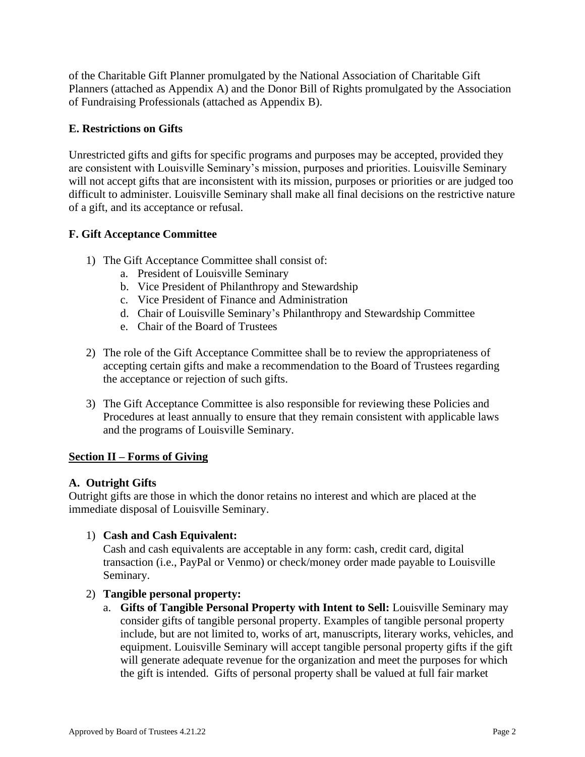of the Charitable Gift Planner promulgated by the National Association of Charitable Gift Planners (attached as Appendix A) and the Donor Bill of Rights promulgated by the Association of Fundraising Professionals (attached as Appendix B).

### E. Restrictions on Gifts

Unrestricted gifts and gifts for specific programs and purposes may be accepted, provided they are consistent with Louisville Seminary's mission, purposes and priorities. Louisville Seminary will not accept gifts that are inconsistent with its mission, purposes or priorities or are judged too difficult to administer. Louisville Seminary shall make all final decisions on the restrictive nature of a gift, and its acceptance or refusal.

### F. Gift Acceptance Committee

1) The Gift Acceptance Committee shall consist of:
    a. President of Louisville Seminary
    b. Vice President of Philanthropy and Stewardship
    c. Vice President of Finance and Administration
    d. Chair of Louisville Seminary's Philanthropy and Stewardship Committee
    e. Chair of the Board of Trustees

2) The role of the Gift Acceptance Committee shall be to review the appropriateness of accepting certain gifts and make a recommendation to the Board of Trustees regarding the acceptance or rejection of such gifts.

3) The Gift Acceptance Committee is also responsible for reviewing these Policies and Procedures at least annually to ensure that they remain consistent with applicable laws and the programs of Louisville Seminary.

## Section II – Forms of Giving

### A. Outright Gifts

Outright gifts are those in which the donor retains no interest and which are placed at the immediate disposal of Louisville Seminary.

1) **Cash and Cash Equivalent:**
   Cash and cash equivalents are acceptable in any form: cash, credit card, digital transaction (i.e., PayPal or Venmo) or check/money order made payable to Louisville Seminary.

2) **Tangible personal property:**
    a. **Gifts of Tangible Personal Property with Intent to Sell:** Louisville Seminary may consider gifts of tangible personal property. Examples of tangible personal property include, but are not limited to, works of art, manuscripts, literary works, vehicles, and equipment. Louisville Seminary will accept tangible personal property gifts if the gift will generate adequate revenue for the organization and meet the purposes for which the gift is intended. Gifts of personal property shall be valued at full fair market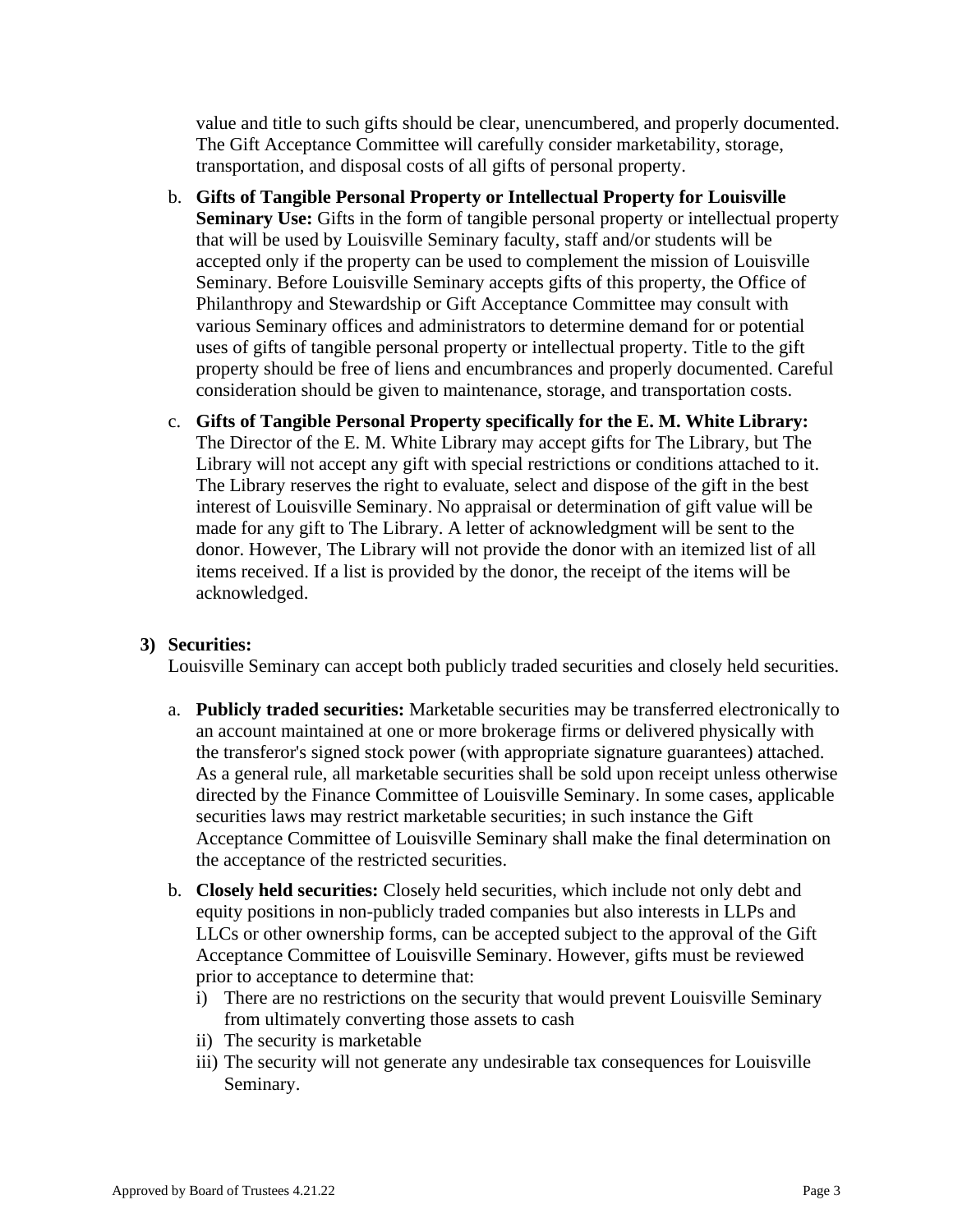value and title to such gifts should be clear, unencumbered, and properly documented. The Gift Acceptance Committee will carefully consider marketability, storage, transportation, and disposal costs of all gifts of personal property.

b. **Gifts of Tangible Personal Property or Intellectual Property for Louisville Seminary Use:** Gifts in the form of tangible personal property or intellectual property that will be used by Louisville Seminary faculty, staff and/or students will be accepted only if the property can be used to complement the mission of Louisville Seminary. Before Louisville Seminary accepts gifts of this property, the Office of Philanthropy and Stewardship or Gift Acceptance Committee may consult with various Seminary offices and administrators to determine demand for or potential uses of gifts of tangible personal property or intellectual property. Title to the gift property should be free of liens and encumbrances and properly documented. Careful consideration should be given to maintenance, storage, and transportation costs.

c. **Gifts of Tangible Personal Property specifically for the E. M. White Library:** The Director of the E. M. White Library may accept gifts for The Library, but The Library will not accept any gift with special restrictions or conditions attached to it. The Library reserves the right to evaluate, select and dispose of the gift in the best interest of Louisville Seminary. No appraisal or determination of gift value will be made for any gift to The Library. A letter of acknowledgment will be sent to the donor. However, The Library will not provide the donor with an itemized list of all items received. If a list is provided by the donor, the receipt of the items will be acknowledged.

**3) Securities:**

Louisville Seminary can accept both publicly traded securities and closely held securities.

a. **Publicly traded securities:** Marketable securities may be transferred electronically to an account maintained at one or more brokerage firms or delivered physically with the transferor's signed stock power (with appropriate signature guarantees) attached. As a general rule, all marketable securities shall be sold upon receipt unless otherwise directed by the Finance Committee of Louisville Seminary. In some cases, applicable securities laws may restrict marketable securities; in such instance the Gift Acceptance Committee of Louisville Seminary shall make the final determination on the acceptance of the restricted securities.

b. **Closely held securities:** Closely held securities, which include not only debt and equity positions in non-publicly traded companies but also interests in LLPs and LLCs or other ownership forms, can be accepted subject to the approval of the Gift Acceptance Committee of Louisville Seminary. However, gifts must be reviewed prior to acceptance to determine that:

   i) There are no restrictions on the security that would prevent Louisville Seminary from ultimately converting those assets to cash
   ii) The security is marketable
   iii) The security will not generate any undesirable tax consequences for Louisville Seminary.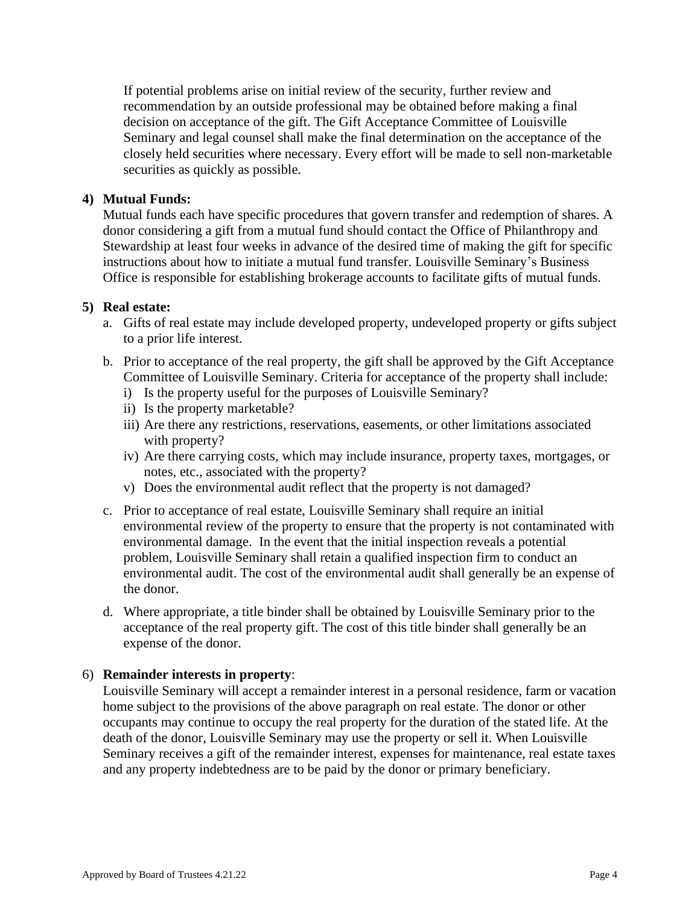If potential problems arise on initial review of the security, further review and recommendation by an outside professional may be obtained before making a final decision on acceptance of the gift. The Gift Acceptance Committee of Louisville Seminary and legal counsel shall make the final determination on the acceptance of the closely held securities where necessary. Every effort will be made to sell non-marketable securities as quickly as possible.

**4) Mutual Funds:**

Mutual funds each have specific procedures that govern transfer and redemption of shares. A donor considering a gift from a mutual fund should contact the Office of Philanthropy and Stewardship at least four weeks in advance of the desired time of making the gift for specific instructions about how to initiate a mutual fund transfer. Louisville Seminary's Business Office is responsible for establishing brokerage accounts to facilitate gifts of mutual funds.

**5) Real estate:**

a. Gifts of real estate may include developed property, undeveloped property or gifts subject to a prior life interest.

b. Prior to acceptance of the real property, the gift shall be approved by the Gift Acceptance Committee of Louisville Seminary. Criteria for acceptance of the property shall include:
   i) Is the property useful for the purposes of Louisville Seminary?
   ii) Is the property marketable?
   iii) Are there any restrictions, reservations, easements, or other limitations associated with property?
   iv) Are there carrying costs, which may include insurance, property taxes, mortgages, or notes, etc., associated with the property?
   v) Does the environmental audit reflect that the property is not damaged?

c. Prior to acceptance of real estate, Louisville Seminary shall require an initial environmental review of the property to ensure that the property is not contaminated with environmental damage. In the event that the initial inspection reveals a potential problem, Louisville Seminary shall retain a qualified inspection firm to conduct an environmental audit. The cost of the environmental audit shall generally be an expense of the donor.

d. Where appropriate, a title binder shall be obtained by Louisville Seminary prior to the acceptance of the real property gift. The cost of this title binder shall generally be an expense of the donor.

6) **Remainder interests in property**:

Louisville Seminary will accept a remainder interest in a personal residence, farm or vacation home subject to the provisions of the above paragraph on real estate. The donor or other occupants may continue to occupy the real property for the duration of the stated life. At the death of the donor, Louisville Seminary may use the property or sell it. When Louisville Seminary receives a gift of the remainder interest, expenses for maintenance, real estate taxes and any property indebtedness are to be paid by the donor or primary beneficiary.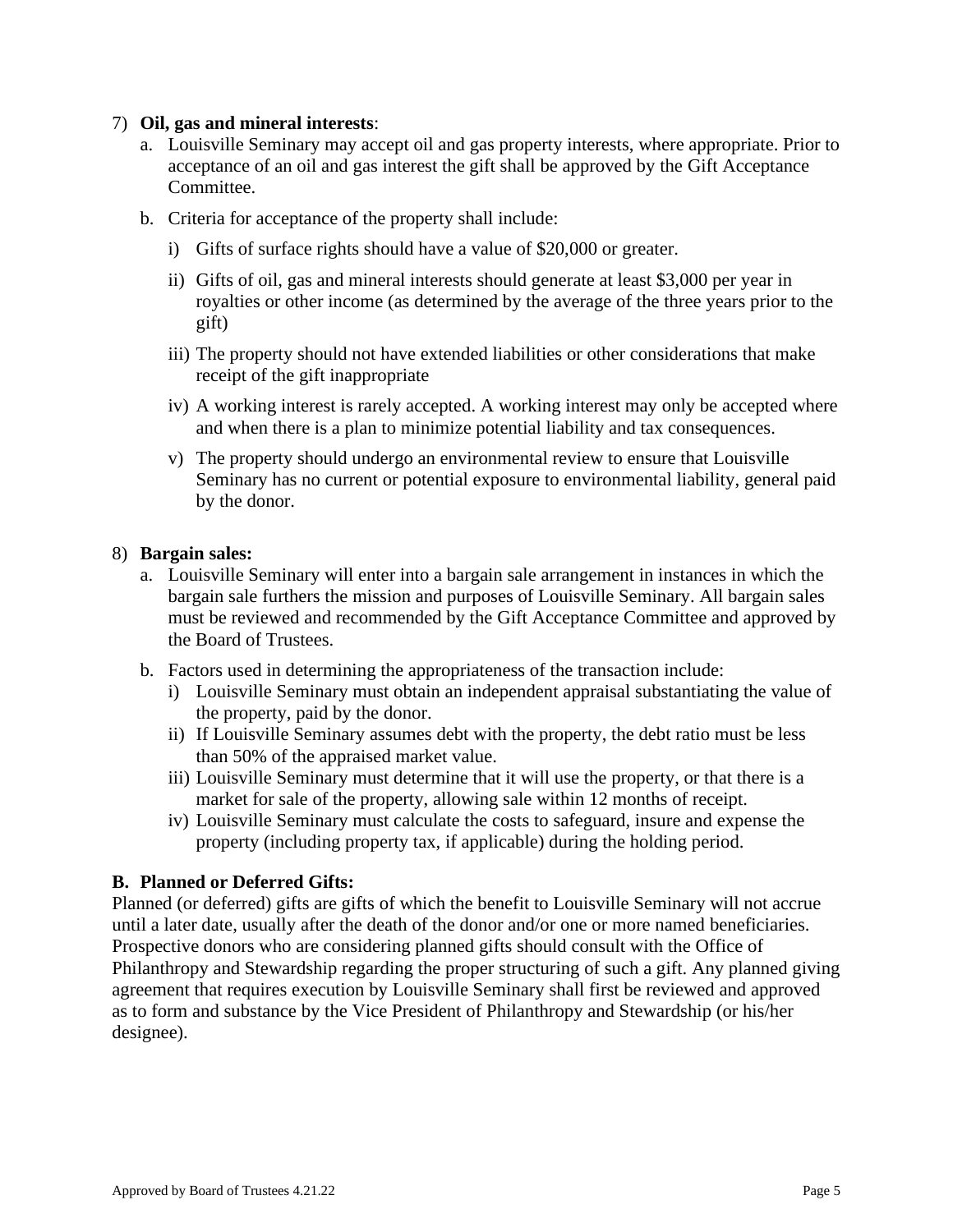7) **Oil, gas and mineral interests**:
   a. Louisville Seminary may accept oil and gas property interests, where appropriate. Prior to acceptance of an oil and gas interest the gift shall be approved by the Gift Acceptance Committee.

   b. Criteria for acceptance of the property shall include:

      i) Gifts of surface rights should have a value of $20,000 or greater.

      ii) Gifts of oil, gas and mineral interests should generate at least $3,000 per year in royalties or other income (as determined by the average of the three years prior to the gift)

      iii) The property should not have extended liabilities or other considerations that make receipt of the gift inappropriate

      iv) A working interest is rarely accepted. A working interest may only be accepted where and when there is a plan to minimize potential liability and tax consequences.

      v) The property should undergo an environmental review to ensure that Louisville Seminary has no current or potential exposure to environmental liability, general paid by the donor.

8) **Bargain sales:**
   a. Louisville Seminary will enter into a bargain sale arrangement in instances in which the bargain sale furthers the mission and purposes of Louisville Seminary. All bargain sales must be reviewed and recommended by the Gift Acceptance Committee and approved by the Board of Trustees.

   b. Factors used in determining the appropriateness of the transaction include:
      i) Louisville Seminary must obtain an independent appraisal substantiating the value of the property, paid by the donor.
      ii) If Louisville Seminary assumes debt with the property, the debt ratio must be less than 50% of the appraised market value.
      iii) Louisville Seminary must determine that it will use the property, or that there is a market for sale of the property, allowing sale within 12 months of receipt.
      iv) Louisville Seminary must calculate the costs to safeguard, insure and expense the property (including property tax, if applicable) during the holding period.

### B. Planned or Deferred Gifts:

Planned (or deferred) gifts are gifts of which the benefit to Louisville Seminary will not accrue until a later date, usually after the death of the donor and/or one or more named beneficiaries. Prospective donors who are considering planned gifts should consult with the Office of Philanthropy and Stewardship regarding the proper structuring of such a gift. Any planned giving agreement that requires execution by Louisville Seminary shall first be reviewed and approved as to form and substance by the Vice President of Philanthropy and Stewardship (or his/her designee).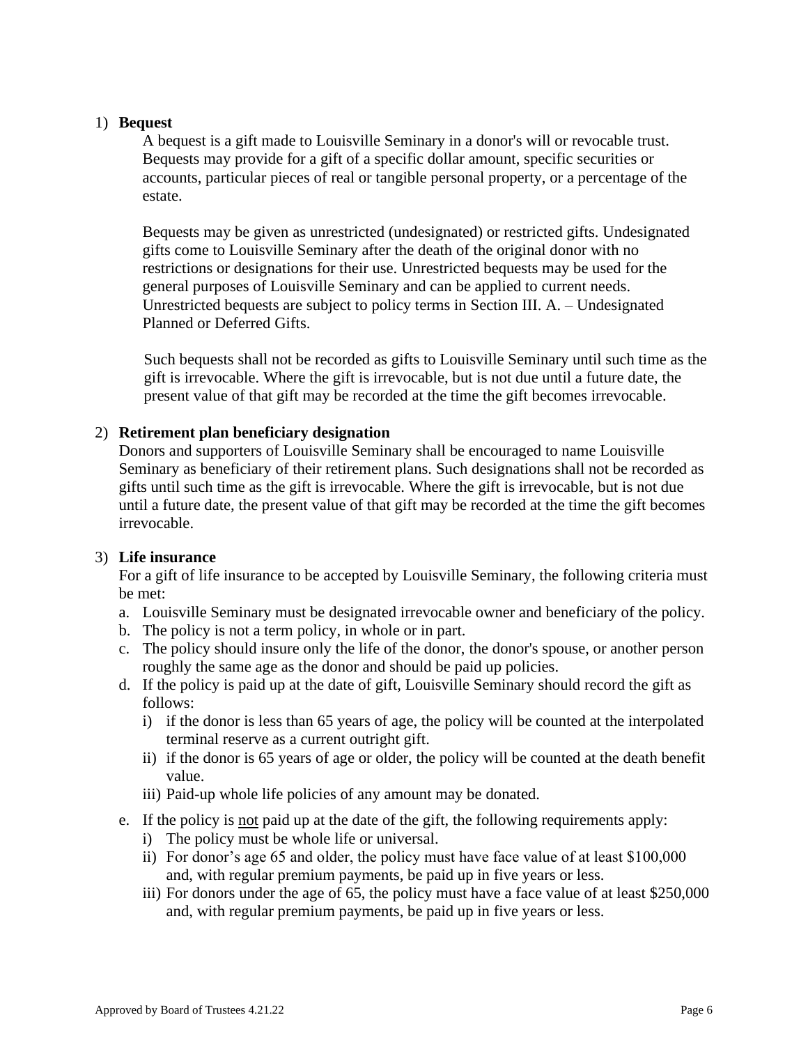1) **Bequest**

A bequest is a gift made to Louisville Seminary in a donor's will or revocable trust. Bequests may provide for a gift of a specific dollar amount, specific securities or accounts, particular pieces of real or tangible personal property, or a percentage of the estate.

Bequests may be given as unrestricted (undesignated) or restricted gifts. Undesignated gifts come to Louisville Seminary after the death of the original donor with no restrictions or designations for their use. Unrestricted bequests may be used for the general purposes of Louisville Seminary and can be applied to current needs. Unrestricted bequests are subject to policy terms in Section III. A. – Undesignated Planned or Deferred Gifts.

Such bequests shall not be recorded as gifts to Louisville Seminary until such time as the gift is irrevocable. Where the gift is irrevocable, but is not due until a future date, the present value of that gift may be recorded at the time the gift becomes irrevocable.

2) **Retirement plan beneficiary designation**

Donors and supporters of Louisville Seminary shall be encouraged to name Louisville Seminary as beneficiary of their retirement plans. Such designations shall not be recorded as gifts until such time as the gift is irrevocable. Where the gift is irrevocable, but is not due until a future date, the present value of that gift may be recorded at the time the gift becomes irrevocable.

3) **Life insurance**

For a gift of life insurance to be accepted by Louisville Seminary, the following criteria must be met:

a. Louisville Seminary must be designated irrevocable owner and beneficiary of the policy.
b. The policy is not a term policy, in whole or in part.
c. The policy should insure only the life of the donor, the donor's spouse, or another person roughly the same age as the donor and should be paid up policies.
d. If the policy is paid up at the date of gift, Louisville Seminary should record the gift as follows:
   i) if the donor is less than 65 years of age, the policy will be counted at the interpolated terminal reserve as a current outright gift.
   ii) if the donor is 65 years of age or older, the policy will be counted at the death benefit value.
   iii) Paid-up whole life policies of any amount may be donated.
e. If the policy is <u>not</u> paid up at the date of the gift, the following requirements apply:
   i) The policy must be whole life or universal.
   ii) For donor's age 65 and older, the policy must have face value of at least $100,000 and, with regular premium payments, be paid up in five years or less.
   iii) For donors under the age of 65, the policy must have a face value of at least $250,000 and, with regular premium payments, be paid up in five years or less.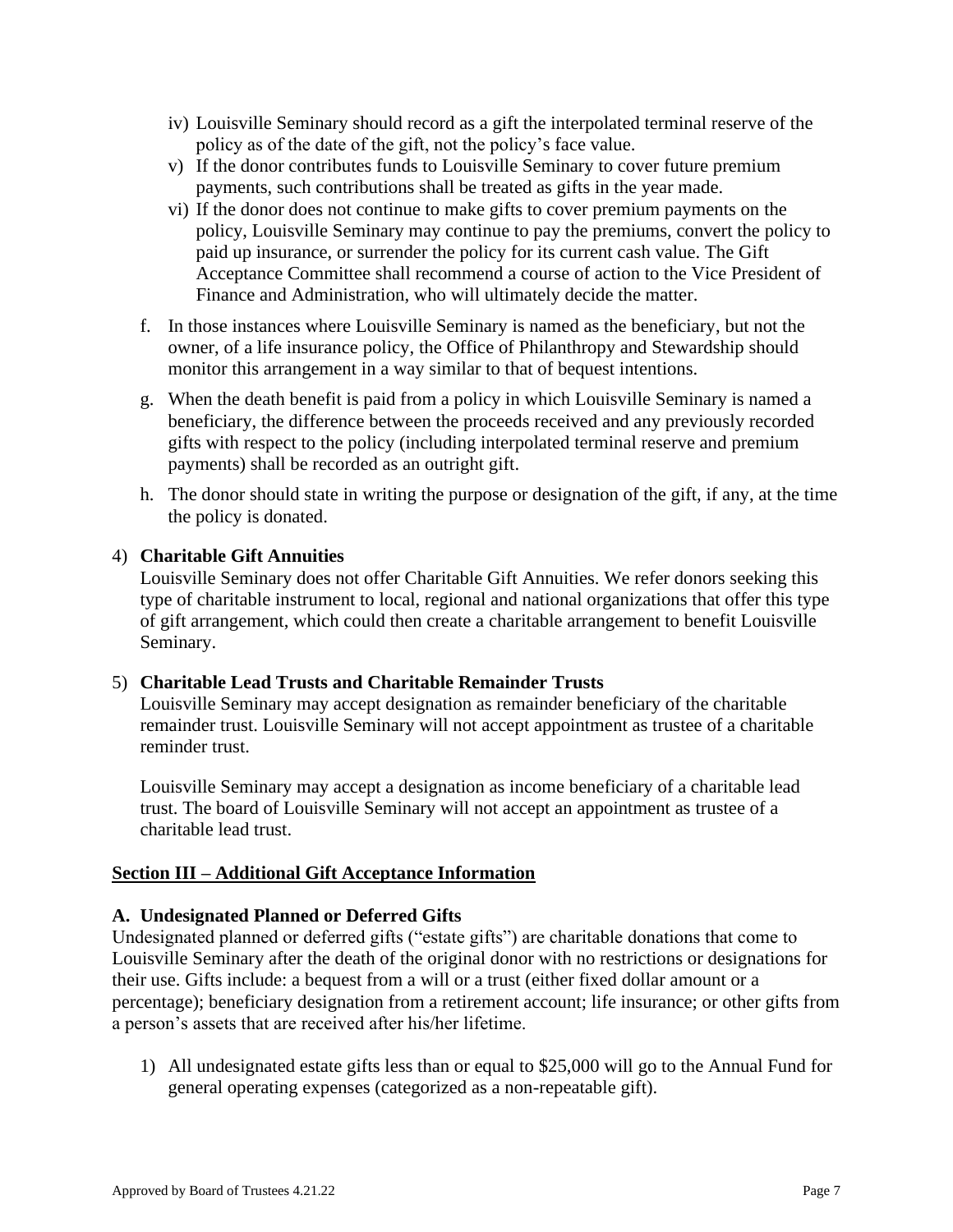- iv) Louisville Seminary should record as a gift the interpolated terminal reserve of the policy as of the date of the gift, not the policy's face value.
- v) If the donor contributes funds to Louisville Seminary to cover future premium payments, such contributions shall be treated as gifts in the year made.
- vi) If the donor does not continue to make gifts to cover premium payments on the policy, Louisville Seminary may continue to pay the premiums, convert the policy to paid up insurance, or surrender the policy for its current cash value. The Gift Acceptance Committee shall recommend a course of action to the Vice President of Finance and Administration, who will ultimately decide the matter.

f. In those instances where Louisville Seminary is named as the beneficiary, but not the owner, of a life insurance policy, the Office of Philanthropy and Stewardship should monitor this arrangement in a way similar to that of bequest intentions.

g. When the death benefit is paid from a policy in which Louisville Seminary is named a beneficiary, the difference between the proceeds received and any previously recorded gifts with respect to the policy (including interpolated terminal reserve and premium payments) shall be recorded as an outright gift.

h. The donor should state in writing the purpose or designation of the gift, if any, at the time the policy is donated.

4) **Charitable Gift Annuities**

Louisville Seminary does not offer Charitable Gift Annuities. We refer donors seeking this type of charitable instrument to local, regional and national organizations that offer this type of gift arrangement, which could then create a charitable arrangement to benefit Louisville Seminary.

5) **Charitable Lead Trusts and Charitable Remainder Trusts**

Louisville Seminary may accept designation as remainder beneficiary of the charitable remainder trust. Louisville Seminary will not accept appointment as trustee of a charitable reminder trust.

Louisville Seminary may accept a designation as income beneficiary of a charitable lead trust. The board of Louisville Seminary will not accept an appointment as trustee of a charitable lead trust.

## Section III – Additional Gift Acceptance Information

### A. Undesignated Planned or Deferred Gifts

Undesignated planned or deferred gifts ("estate gifts") are charitable donations that come to Louisville Seminary after the death of the original donor with no restrictions or designations for their use. Gifts include: a bequest from a will or a trust (either fixed dollar amount or a percentage); beneficiary designation from a retirement account; life insurance; or other gifts from a person's assets that are received after his/her lifetime.

1) All undesignated estate gifts less than or equal to $25,000 will go to the Annual Fund for general operating expenses (categorized as a non-repeatable gift).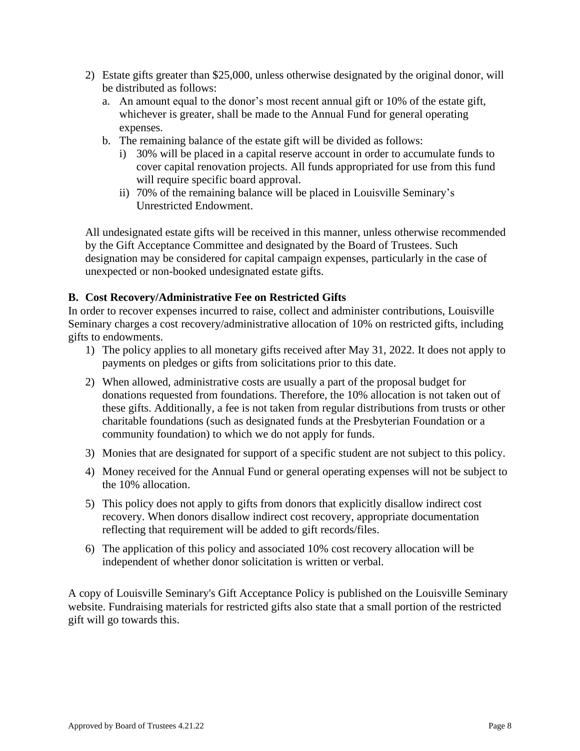2) Estate gifts greater than $25,000, unless otherwise designated by the original donor, will be distributed as follows:
   a. An amount equal to the donor's most recent annual gift or 10% of the estate gift, whichever is greater, shall be made to the Annual Fund for general operating expenses.
   b. The remaining balance of the estate gift will be divided as follows:
      i) 30% will be placed in a capital reserve account in order to accumulate funds to cover capital renovation projects. All funds appropriated for use from this fund will require specific board approval.
      ii) 70% of the remaining balance will be placed in Louisville Seminary's Unrestricted Endowment.

All undesignated estate gifts will be received in this manner, unless otherwise recommended by the Gift Acceptance Committee and designated by the Board of Trustees. Such designation may be considered for capital campaign expenses, particularly in the case of unexpected or non-booked undesignated estate gifts.

### B. Cost Recovery/Administrative Fee on Restricted Gifts

In order to recover expenses incurred to raise, collect and administer contributions, Louisville Seminary charges a cost recovery/administrative allocation of 10% on restricted gifts, including gifts to endowments.

1) The policy applies to all monetary gifts received after May 31, 2022. It does not apply to payments on pledges or gifts from solicitations prior to this date.
2) When allowed, administrative costs are usually a part of the proposal budget for donations requested from foundations. Therefore, the 10% allocation is not taken out of these gifts. Additionally, a fee is not taken from regular distributions from trusts or other charitable foundations (such as designated funds at the Presbyterian Foundation or a community foundation) to which we do not apply for funds.
3) Monies that are designated for support of a specific student are not subject to this policy.
4) Money received for the Annual Fund or general operating expenses will not be subject to the 10% allocation.
5) This policy does not apply to gifts from donors that explicitly disallow indirect cost recovery. When donors disallow indirect cost recovery, appropriate documentation reflecting that requirement will be added to gift records/files.
6) The application of this policy and associated 10% cost recovery allocation will be independent of whether donor solicitation is written or verbal.

A copy of Louisville Seminary's Gift Acceptance Policy is published on the Louisville Seminary website. Fundraising materials for restricted gifts also state that a small portion of the restricted gift will go towards this.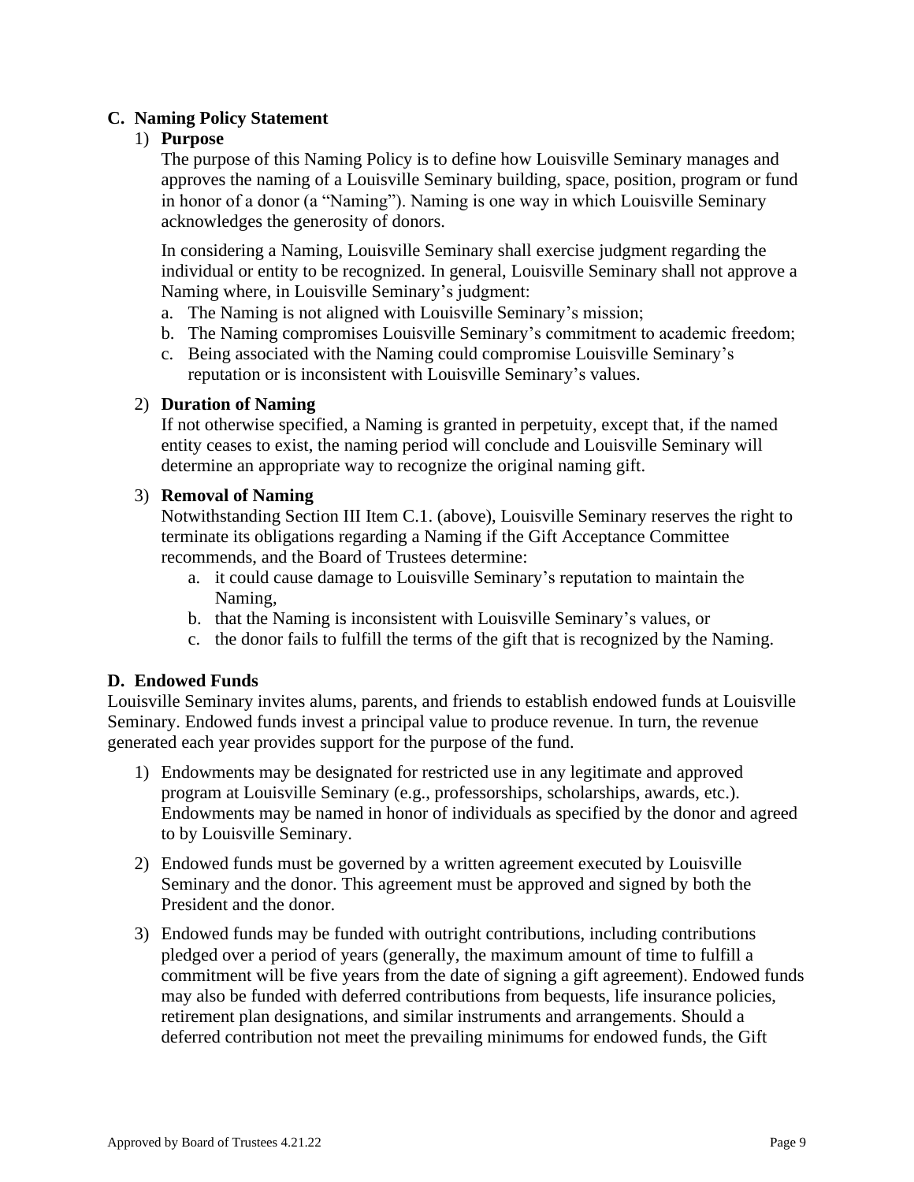## C. Naming Policy Statement

1) **Purpose**

   The purpose of this Naming Policy is to define how Louisville Seminary manages and approves the naming of a Louisville Seminary building, space, position, program or fund in honor of a donor (a "Naming"). Naming is one way in which Louisville Seminary acknowledges the generosity of donors.

   In considering a Naming, Louisville Seminary shall exercise judgment regarding the individual or entity to be recognized. In general, Louisville Seminary shall not approve a Naming where, in Louisville Seminary's judgment:

   a. The Naming is not aligned with Louisville Seminary's mission;
   b. The Naming compromises Louisville Seminary's commitment to academic freedom;
   c. Being associated with the Naming could compromise Louisville Seminary's reputation or is inconsistent with Louisville Seminary's values.

2) **Duration of Naming**

   If not otherwise specified, a Naming is granted in perpetuity, except that, if the named entity ceases to exist, the naming period will conclude and Louisville Seminary will determine an appropriate way to recognize the original naming gift.

3) **Removal of Naming**

   Notwithstanding Section III Item C.1. (above), Louisville Seminary reserves the right to terminate its obligations regarding a Naming if the Gift Acceptance Committee recommends, and the Board of Trustees determine:

   a. it could cause damage to Louisville Seminary's reputation to maintain the Naming,
   b. that the Naming is inconsistent with Louisville Seminary's values, or
   c. the donor fails to fulfill the terms of the gift that is recognized by the Naming.

## D. Endowed Funds

Louisville Seminary invites alums, parents, and friends to establish endowed funds at Louisville Seminary. Endowed funds invest a principal value to produce revenue. In turn, the revenue generated each year provides support for the purpose of the fund.

1) Endowments may be designated for restricted use in any legitimate and approved program at Louisville Seminary (e.g., professorships, scholarships, awards, etc.). Endowments may be named in honor of individuals as specified by the donor and agreed to by Louisville Seminary.

2) Endowed funds must be governed by a written agreement executed by Louisville Seminary and the donor. This agreement must be approved and signed by both the President and the donor.

3) Endowed funds may be funded with outright contributions, including contributions pledged over a period of years (generally, the maximum amount of time to fulfill a commitment will be five years from the date of signing a gift agreement). Endowed funds may also be funded with deferred contributions from bequests, life insurance policies, retirement plan designations, and similar instruments and arrangements. Should a deferred contribution not meet the prevailing minimums for endowed funds, the Gift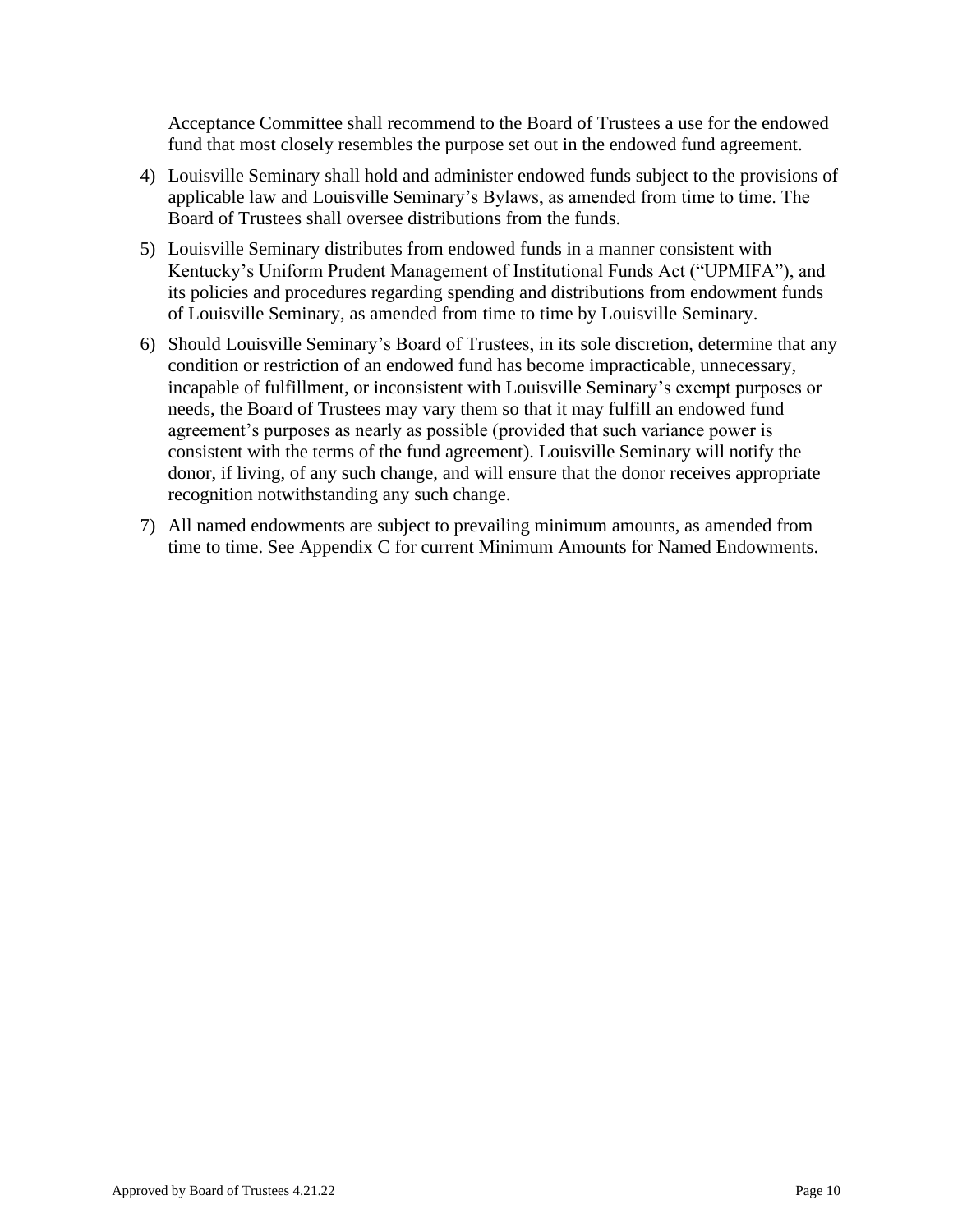Acceptance Committee shall recommend to the Board of Trustees a use for the endowed fund that most closely resembles the purpose set out in the endowed fund agreement.

4) Louisville Seminary shall hold and administer endowed funds subject to the provisions of applicable law and Louisville Seminary's Bylaws, as amended from time to time. The Board of Trustees shall oversee distributions from the funds.

5) Louisville Seminary distributes from endowed funds in a manner consistent with Kentucky's Uniform Prudent Management of Institutional Funds Act ("UPMIFA"), and its policies and procedures regarding spending and distributions from endowment funds of Louisville Seminary, as amended from time to time by Louisville Seminary.

6) Should Louisville Seminary's Board of Trustees, in its sole discretion, determine that any condition or restriction of an endowed fund has become impracticable, unnecessary, incapable of fulfillment, or inconsistent with Louisville Seminary's exempt purposes or needs, the Board of Trustees may vary them so that it may fulfill an endowed fund agreement's purposes as nearly as possible (provided that such variance power is consistent with the terms of the fund agreement). Louisville Seminary will notify the donor, if living, of any such change, and will ensure that the donor receives appropriate recognition notwithstanding any such change.

7) All named endowments are subject to prevailing minimum amounts, as amended from time to time. See Appendix C for current Minimum Amounts for Named Endowments.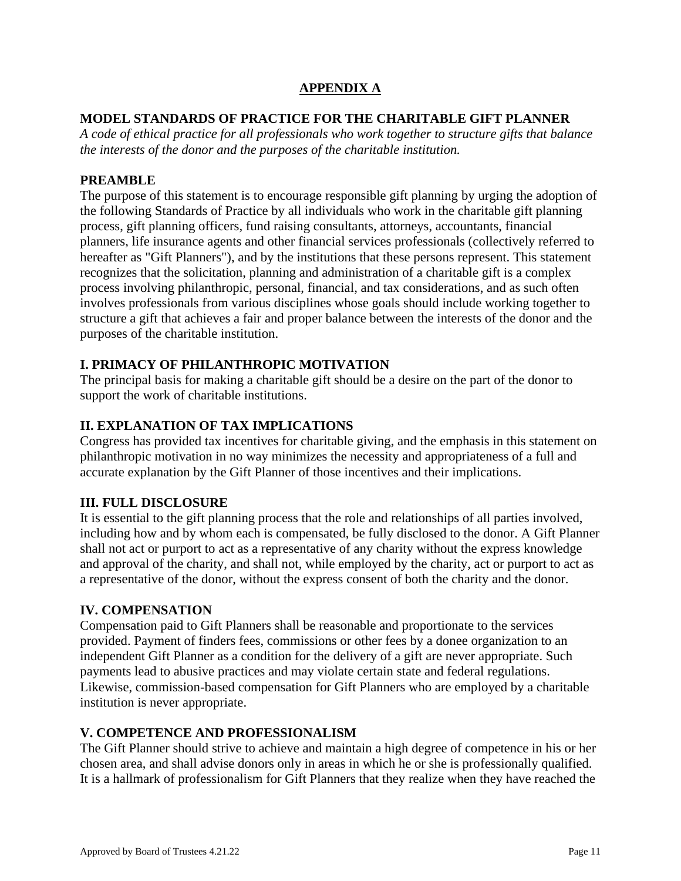# APPENDIX A

## MODEL STANDARDS OF PRACTICE FOR THE CHARITABLE GIFT PLANNER

*A code of ethical practice for all professionals who work together to structure gifts that balance the interests of the donor and the purposes of the charitable institution.*

### PREAMBLE

The purpose of this statement is to encourage responsible gift planning by urging the adoption of the following Standards of Practice by all individuals who work in the charitable gift planning process, gift planning officers, fund raising consultants, attorneys, accountants, financial planners, life insurance agents and other financial services professionals (collectively referred to hereafter as "Gift Planners"), and by the institutions that these persons represent. This statement recognizes that the solicitation, planning and administration of a charitable gift is a complex process involving philanthropic, personal, financial, and tax considerations, and as such often involves professionals from various disciplines whose goals should include working together to structure a gift that achieves a fair and proper balance between the interests of the donor and the purposes of the charitable institution.

### I. PRIMACY OF PHILANTHROPIC MOTIVATION

The principal basis for making a charitable gift should be a desire on the part of the donor to support the work of charitable institutions.

### II. EXPLANATION OF TAX IMPLICATIONS

Congress has provided tax incentives for charitable giving, and the emphasis in this statement on philanthropic motivation in no way minimizes the necessity and appropriateness of a full and accurate explanation by the Gift Planner of those incentives and their implications.

### III. FULL DISCLOSURE

It is essential to the gift planning process that the role and relationships of all parties involved, including how and by whom each is compensated, be fully disclosed to the donor. A Gift Planner shall not act or purport to act as a representative of any charity without the express knowledge and approval of the charity, and shall not, while employed by the charity, act or purport to act as a representative of the donor, without the express consent of both the charity and the donor.

### IV. COMPENSATION

Compensation paid to Gift Planners shall be reasonable and proportionate to the services provided. Payment of finders fees, commissions or other fees by a donee organization to an independent Gift Planner as a condition for the delivery of a gift are never appropriate. Such payments lead to abusive practices and may violate certain state and federal regulations. Likewise, commission-based compensation for Gift Planners who are employed by a charitable institution is never appropriate.

### V. COMPETENCE AND PROFESSIONALISM

The Gift Planner should strive to achieve and maintain a high degree of competence in his or her chosen area, and shall advise donors only in areas in which he or she is professionally qualified. It is a hallmark of professionalism for Gift Planners that they realize when they have reached the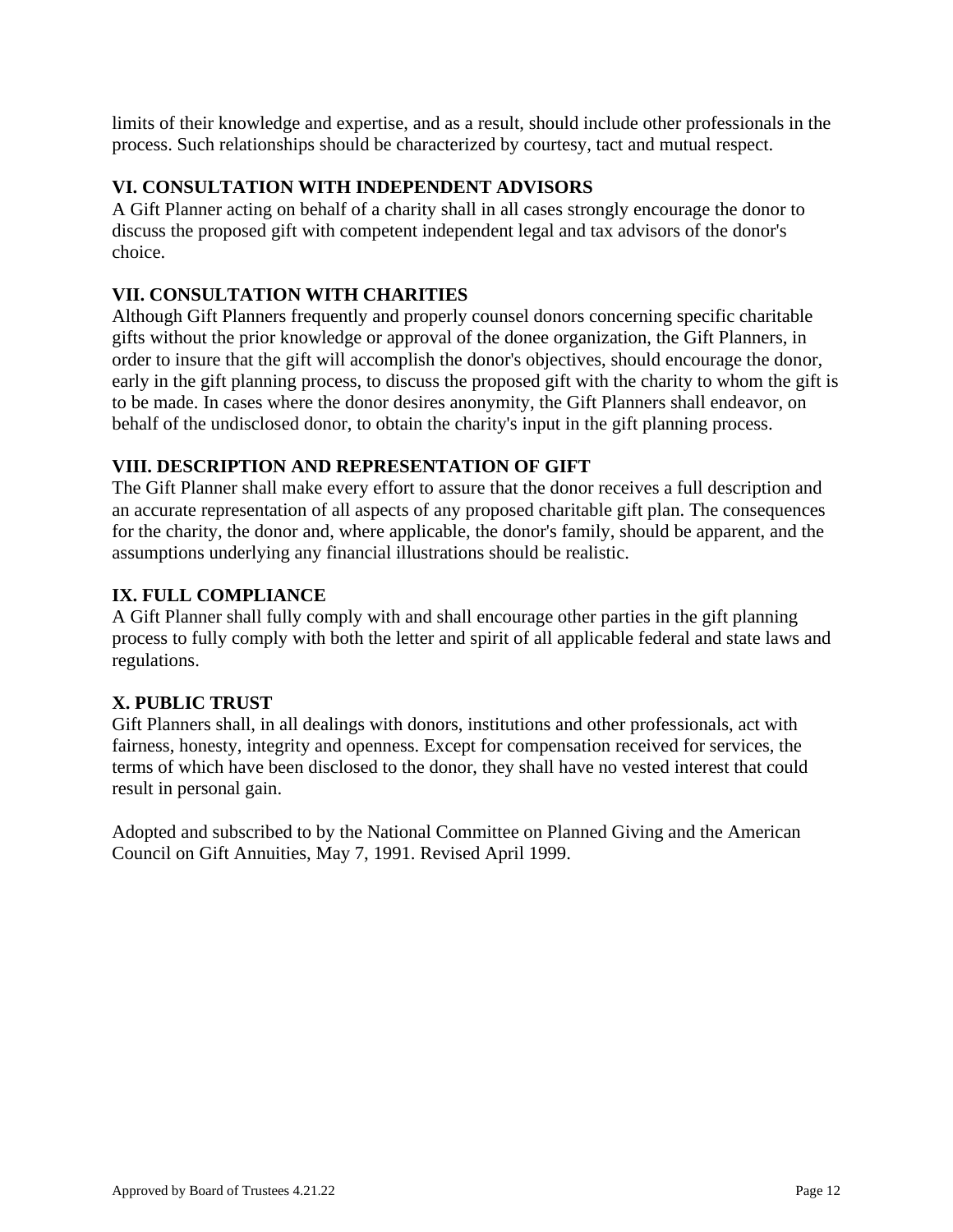limits of their knowledge and expertise, and as a result, should include other professionals in the process. Such relationships should be characterized by courtesy, tact and mutual respect.

### VI. CONSULTATION WITH INDEPENDENT ADVISORS

A Gift Planner acting on behalf of a charity shall in all cases strongly encourage the donor to discuss the proposed gift with competent independent legal and tax advisors of the donor's choice.

### VII. CONSULTATION WITH CHARITIES

Although Gift Planners frequently and properly counsel donors concerning specific charitable gifts without the prior knowledge or approval of the donee organization, the Gift Planners, in order to insure that the gift will accomplish the donor's objectives, should encourage the donor, early in the gift planning process, to discuss the proposed gift with the charity to whom the gift is to be made. In cases where the donor desires anonymity, the Gift Planners shall endeavor, on behalf of the undisclosed donor, to obtain the charity's input in the gift planning process.

### VIII. DESCRIPTION AND REPRESENTATION OF GIFT

The Gift Planner shall make every effort to assure that the donor receives a full description and an accurate representation of all aspects of any proposed charitable gift plan. The consequences for the charity, the donor and, where applicable, the donor's family, should be apparent, and the assumptions underlying any financial illustrations should be realistic.

### IX. FULL COMPLIANCE

A Gift Planner shall fully comply with and shall encourage other parties in the gift planning process to fully comply with both the letter and spirit of all applicable federal and state laws and regulations.

### X. PUBLIC TRUST

Gift Planners shall, in all dealings with donors, institutions and other professionals, act with fairness, honesty, integrity and openness. Except for compensation received for services, the terms of which have been disclosed to the donor, they shall have no vested interest that could result in personal gain.

Adopted and subscribed to by the National Committee on Planned Giving and the American Council on Gift Annuities, May 7, 1991. Revised April 1999.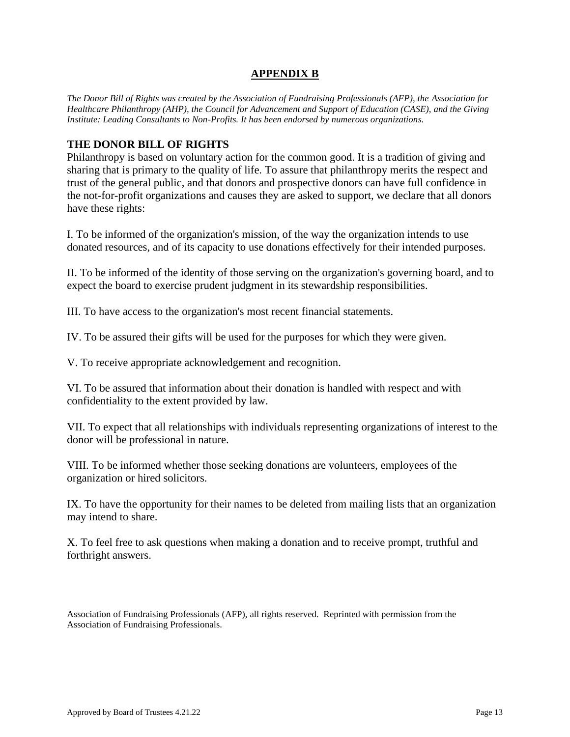## APPENDIX B

*The Donor Bill of Rights was created by the Association of Fundraising Professionals (AFP), the Association for Healthcare Philanthropy (AHP), the Council for Advancement and Support of Education (CASE), and the Giving Institute: Leading Consultants to Non-Profits. It has been endorsed by numerous organizations.*

### THE DONOR BILL OF RIGHTS

Philanthropy is based on voluntary action for the common good. It is a tradition of giving and sharing that is primary to the quality of life. To assure that philanthropy merits the respect and trust of the general public, and that donors and prospective donors can have full confidence in the not-for-profit organizations and causes they are asked to support, we declare that all donors have these rights:

I. To be informed of the organization's mission, of the way the organization intends to use donated resources, and of its capacity to use donations effectively for their intended purposes.

II. To be informed of the identity of those serving on the organization's governing board, and to expect the board to exercise prudent judgment in its stewardship responsibilities.

III. To have access to the organization's most recent financial statements.

IV. To be assured their gifts will be used for the purposes for which they were given.

V. To receive appropriate acknowledgement and recognition.

VI. To be assured that information about their donation is handled with respect and with confidentiality to the extent provided by law.

VII. To expect that all relationships with individuals representing organizations of interest to the donor will be professional in nature.

VIII. To be informed whether those seeking donations are volunteers, employees of the organization or hired solicitors.

IX. To have the opportunity for their names to be deleted from mailing lists that an organization may intend to share.

X. To feel free to ask questions when making a donation and to receive prompt, truthful and forthright answers.

Association of Fundraising Professionals (AFP), all rights reserved. Reprinted with permission from the Association of Fundraising Professionals.

Approved by Board of Trustees 4.21.22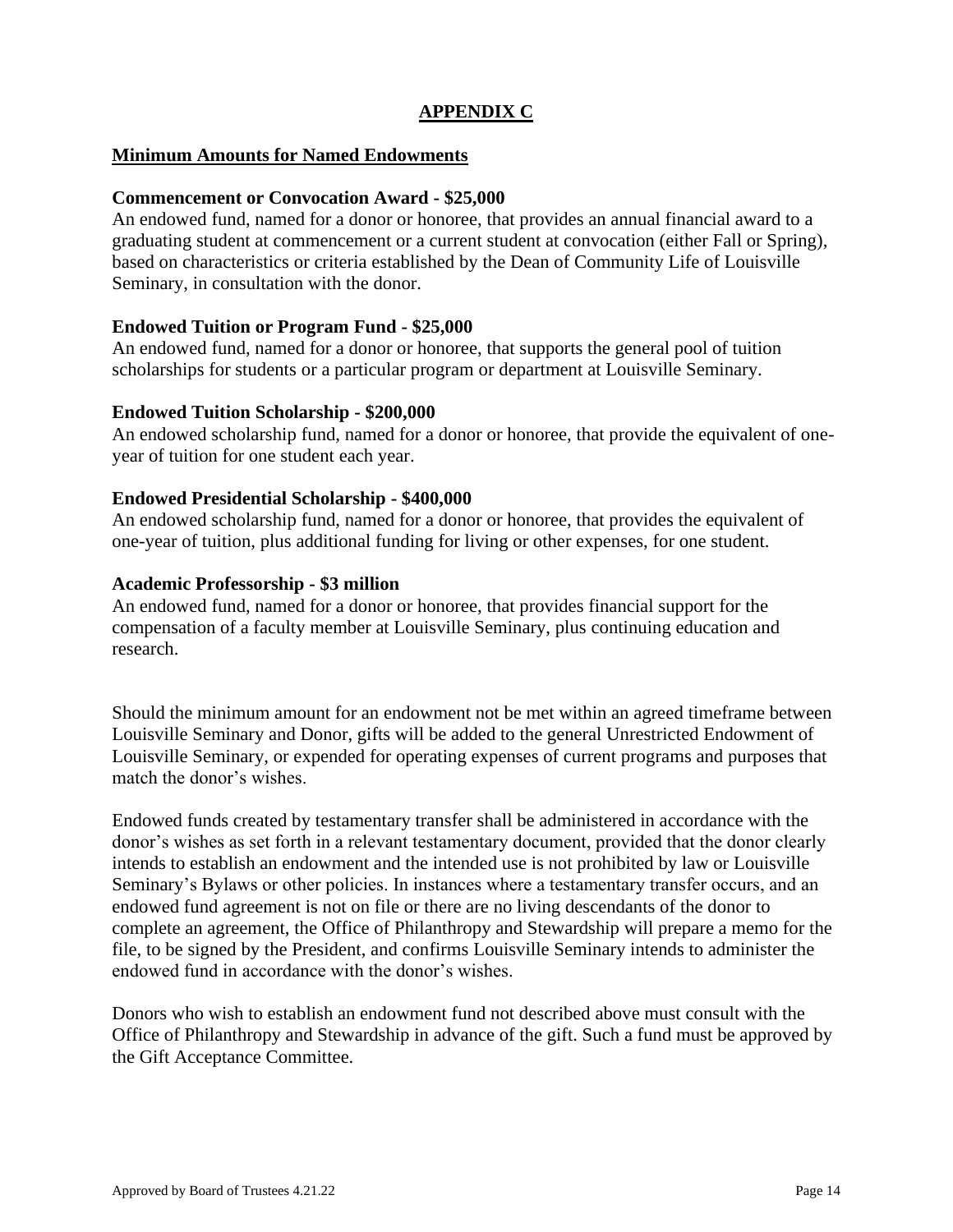# APPENDIX C

## Minimum Amounts for Named Endowments

**Commencement or Convocation Award - $25,000**
An endowed fund, named for a donor or honoree, that provides an annual financial award to a graduating student at commencement or a current student at convocation (either Fall or Spring), based on characteristics or criteria established by the Dean of Community Life of Louisville Seminary, in consultation with the donor.

**Endowed Tuition or Program Fund - $25,000**
An endowed fund, named for a donor or honoree, that supports the general pool of tuition scholarships for students or a particular program or department at Louisville Seminary.

**Endowed Tuition Scholarship - $200,000**
An endowed scholarship fund, named for a donor or honoree, that provide the equivalent of one-year of tuition for one student each year.

**Endowed Presidential Scholarship - $400,000**
An endowed scholarship fund, named for a donor or honoree, that provides the equivalent of one-year of tuition, plus additional funding for living or other expenses, for one student.

**Academic Professorship - $3 million**
An endowed fund, named for a donor or honoree, that provides financial support for the compensation of a faculty member at Louisville Seminary, plus continuing education and research.

Should the minimum amount for an endowment not be met within an agreed timeframe between Louisville Seminary and Donor, gifts will be added to the general Unrestricted Endowment of Louisville Seminary, or expended for operating expenses of current programs and purposes that match the donor's wishes.

Endowed funds created by testamentary transfer shall be administered in accordance with the donor's wishes as set forth in a relevant testamentary document, provided that the donor clearly intends to establish an endowment and the intended use is not prohibited by law or Louisville Seminary's Bylaws or other policies. In instances where a testamentary transfer occurs, and an endowed fund agreement is not on file or there are no living descendants of the donor to complete an agreement, the Office of Philanthropy and Stewardship will prepare a memo for the file, to be signed by the President, and confirms Louisville Seminary intends to administer the endowed fund in accordance with the donor's wishes.

Donors who wish to establish an endowment fund not described above must consult with the Office of Philanthropy and Stewardship in advance of the gift. Such a fund must be approved by the Gift Acceptance Committee.